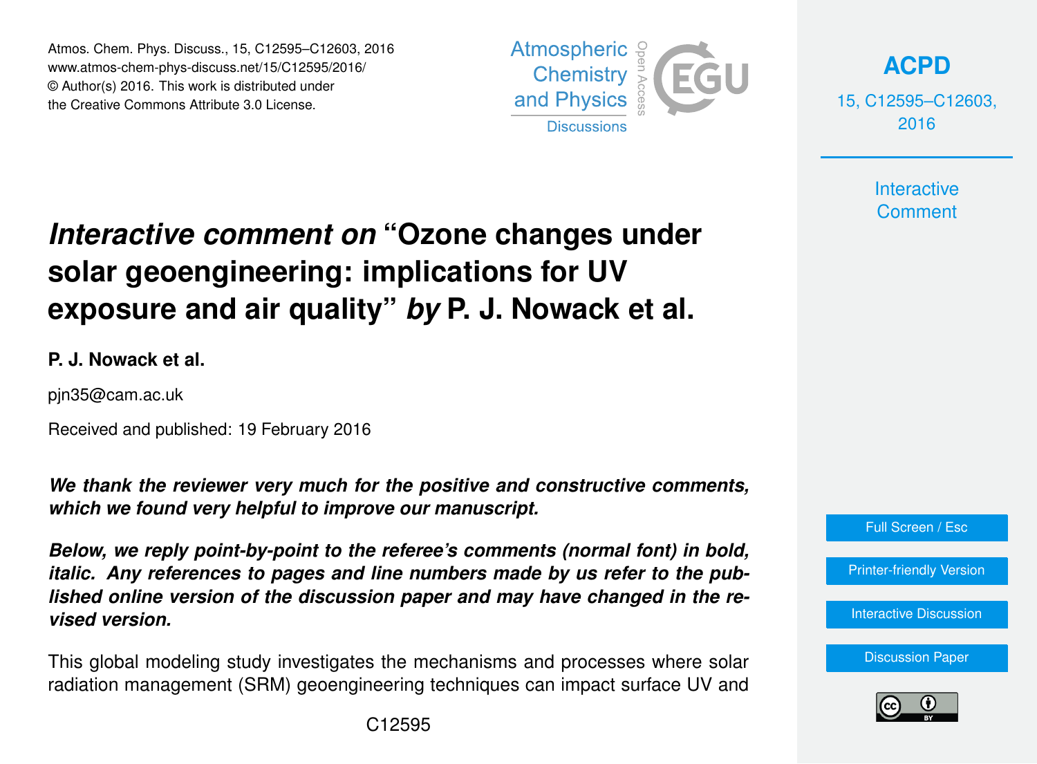Atmos. Chem. Phys. Discuss., 15, C12595–C12603, 2016
www.atmos-chem-phys-discuss.net/15/C12595/2016/
© Author(s) 2016. This work is distributed under
the Creative Commons Attribute 3.0 License.

# *Interactive comment on* "Ozone changes under solar geoengineering: implications for UV exposure and air quality" *by* P. J. Nowack et al.

**P. J. Nowack et al.**

pjn35@cam.ac.uk

Received and published: 19 February 2016

***We thank the reviewer very much for the positive and constructive comments, which we found very helpful to improve our manuscript.***

***Below, we reply point-by-point to the referee's comments (normal font) in bold, italic. Any references to pages and line numbers made by us refer to the published online version of the discussion paper and may have changed in the revised version.***

This global modeling study investigates the mechanisms and processes where solar radiation management (SRM) geoengineering techniques can impact surface UV and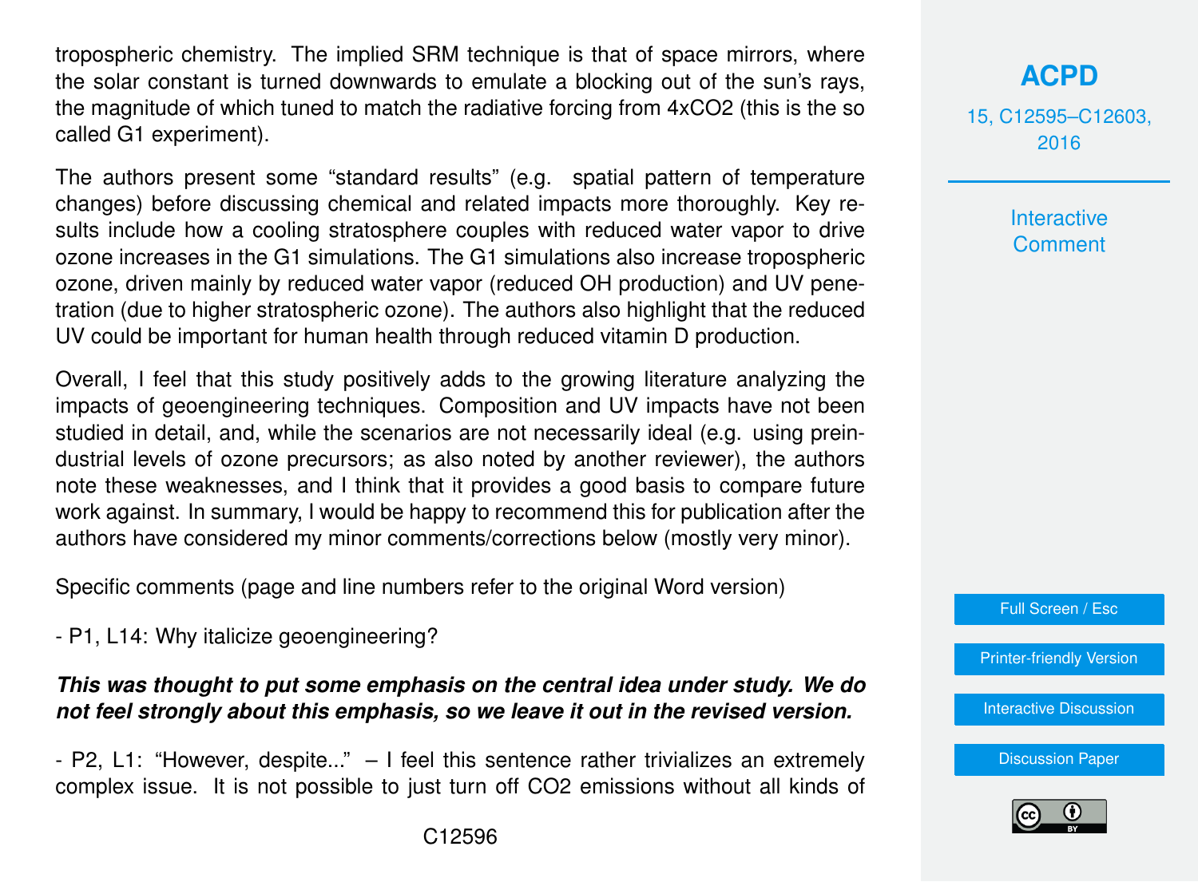tropospheric chemistry. The implied SRM technique is that of space mirrors, where the solar constant is turned downwards to emulate a blocking out of the sun's rays, the magnitude of which tuned to match the radiative forcing from 4x$CO_2$ (this is the so called G1 experiment).

The authors present some "standard results" (e.g. spatial pattern of temperature changes) before discussing chemical and related impacts more thoroughly. Key results include how a cooling stratosphere couples with reduced water vapor to drive ozone increases in the G1 simulations. The G1 simulations also increase tropospheric ozone, driven mainly by reduced water vapor (reduced OH production) and UV penetration (due to higher stratospheric ozone). The authors also highlight that the reduced UV could be important for human health through reduced vitamin D production.

Overall, I feel that this study positively adds to the growing literature analyzing the impacts of geoengineering techniques. Composition and UV impacts have not been studied in detail, and, while the scenarios are not necessarily ideal (e.g. using preindustrial levels of ozone precursors; as also noted by another reviewer), the authors note these weaknesses, and I think that it provides a good basis to compare future work against. In summary, I would be happy to recommend this for publication after the authors have considered my minor comments/corrections below (mostly very minor).

Specific comments (page and line numbers refer to the original Word version)

- P1, L14: Why italicize geoengineering?

***This was thought to put some emphasis on the central idea under study. We do not feel strongly about this emphasis, so we leave it out in the revised version.***

- P2, L1: "However, despite..." – I feel this sentence rather trivializes an extremely complex issue. It is not possible to just turn off $CO_2$ emissions without all kinds of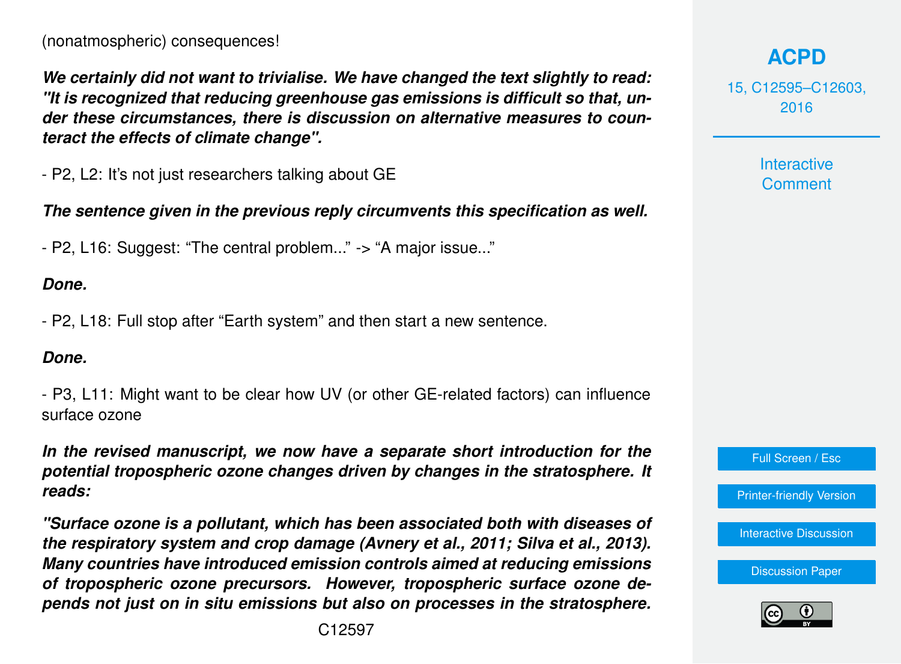(nonatmospheric) consequences!

***We certainly did not want to trivialise. We have changed the text slightly to read: "It is recognized that reducing greenhouse gas emissions is difficult so that, under these circumstances, there is discussion on alternative measures to counteract the effects of climate change".***

- P2, L2: It's not just researchers talking about GE

***The sentence given in the previous reply circumvents this specification as well.***

- P2, L16: Suggest: "The central problem..." -> "A major issue..."

***Done.***

- P2, L18: Full stop after "Earth system" and then start a new sentence.

***Done.***

- P3, L11: Might want to be clear how UV (or other GE-related factors) can influence surface ozone

***In the revised manuscript, we now have a separate short introduction for the potential tropospheric ozone changes driven by changes in the stratosphere. It reads:***

***"Surface ozone is a pollutant, which has been associated both with diseases of the respiratory system and crop damage (Avnery et al., 2011; Silva et al., 2013). Many countries have introduced emission controls aimed at reducing emissions of tropospheric ozone precursors. However, tropospheric surface ozone depends not just on in situ emissions but also on processes in the stratosphere.***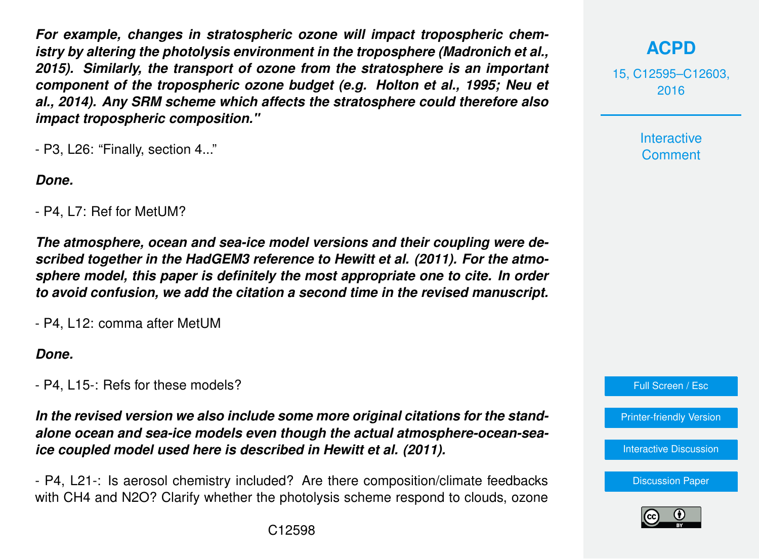***For example, changes in stratospheric ozone will impact tropospheric chemistry by altering the photolysis environment in the troposphere (Madronich et al., 2015). Similarly, the transport of ozone from the stratosphere is an important component of the tropospheric ozone budget (e.g. Holton et al., 1995; Neu et al., 2014). Any SRM scheme which affects the stratosphere could therefore also impact tropospheric composition."***

- P3, L26: “Finally, section 4...”

***Done.***

- P4, L7: Ref for MetUM?

***The atmosphere, ocean and sea-ice model versions and their coupling were described together in the HadGEM3 reference to Hewitt et al. (2011). For the atmosphere model, this paper is definitely the most appropriate one to cite. In order to avoid confusion, we add the citation a second time in the revised manuscript.***

- P4, L12: comma after MetUM

***Done.***

- P4, L15-: Refs for these models?

***In the revised version we also include some more original citations for the stand-alone ocean and sea-ice models even though the actual atmosphere-ocean-sea-ice coupled model used here is described in Hewitt et al. (2011).***

- P4, L21-: Is aerosol chemistry included? Are there composition/climate feedbacks with $CH_4$ and $N_2O$? Clarify whether the photolysis scheme respond to clouds, ozone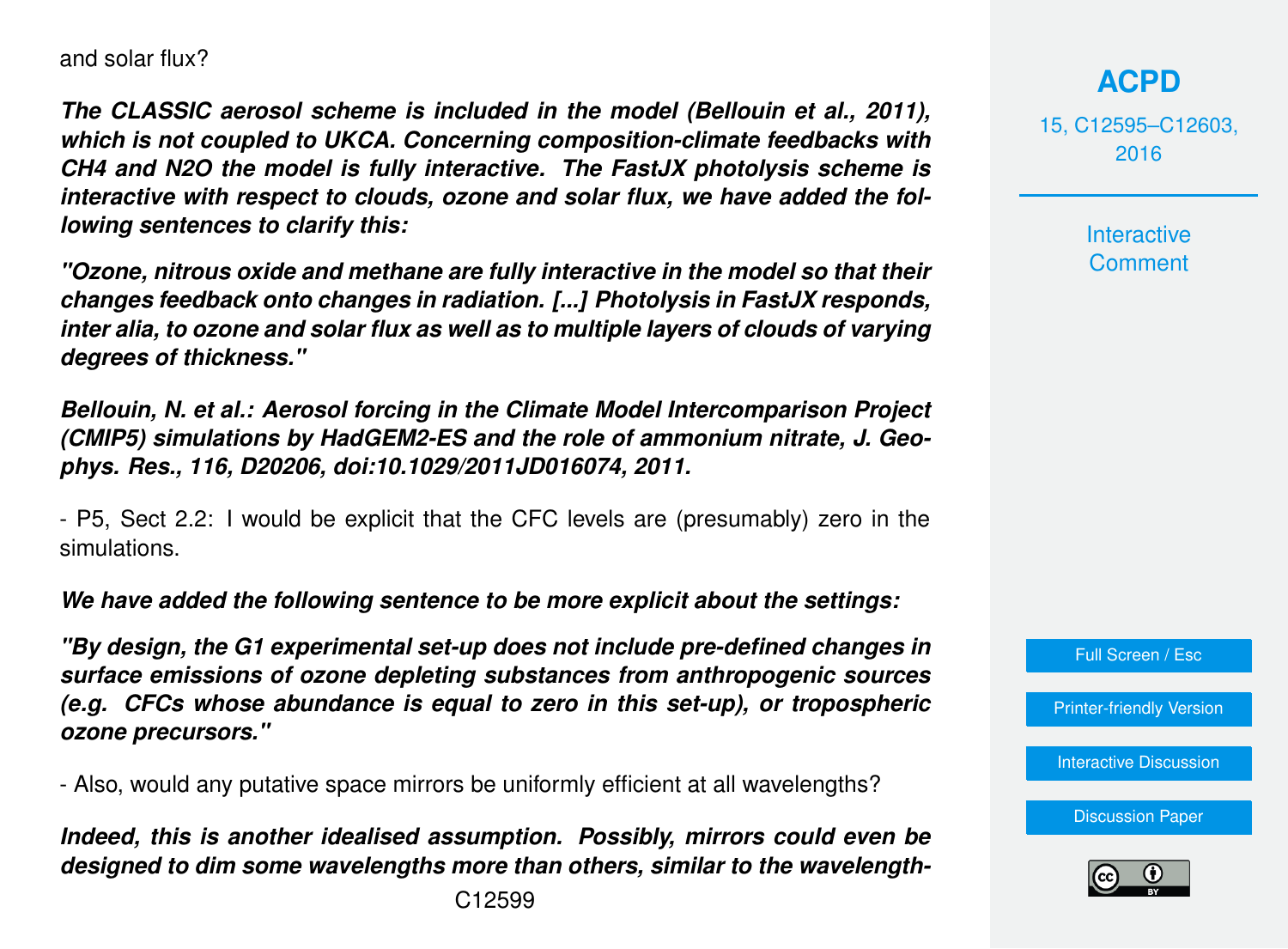and solar flux?

***The CLASSIC aerosol scheme is included in the model (Bellouin et al., 2011), which is not coupled to UKCA. Concerning composition-climate feedbacks with $CH_4$ and $N_2O$ the model is fully interactive. The FastJX photolysis scheme is interactive with respect to clouds, ozone and solar flux, we have added the following sentences to clarify this:***

***"Ozone, nitrous oxide and methane are fully interactive in the model so that their changes feedback onto changes in radiation. [...] Photolysis in FastJX responds, inter alia, to ozone and solar flux as well as to multiple layers of clouds of varying degrees of thickness."***

***Bellouin, N. et al.: Aerosol forcing in the Climate Model Intercomparison Project (CMIP5) simulations by HadGEM2-ES and the role of ammonium nitrate, J. Geophys. Res., 116, D20206, doi:10.1029/2011JD016074, 2011.***

- P5, Sect 2.2: I would be explicit that the CFC levels are (presumably) zero in the simulations.

***We have added the following sentence to be more explicit about the settings:***

***"By design, the G1 experimental set-up does not include pre-defined changes in surface emissions of ozone depleting substances from anthropogenic sources (e.g. CFCs whose abundance is equal to zero in this set-up), or tropospheric ozone precursors."***

- Also, would any putative space mirrors be uniformly efficient at all wavelengths?

***Indeed, this is another idealised assumption. Possibly, mirrors could even be designed to dim some wavelengths more than others, similar to the wavelength-***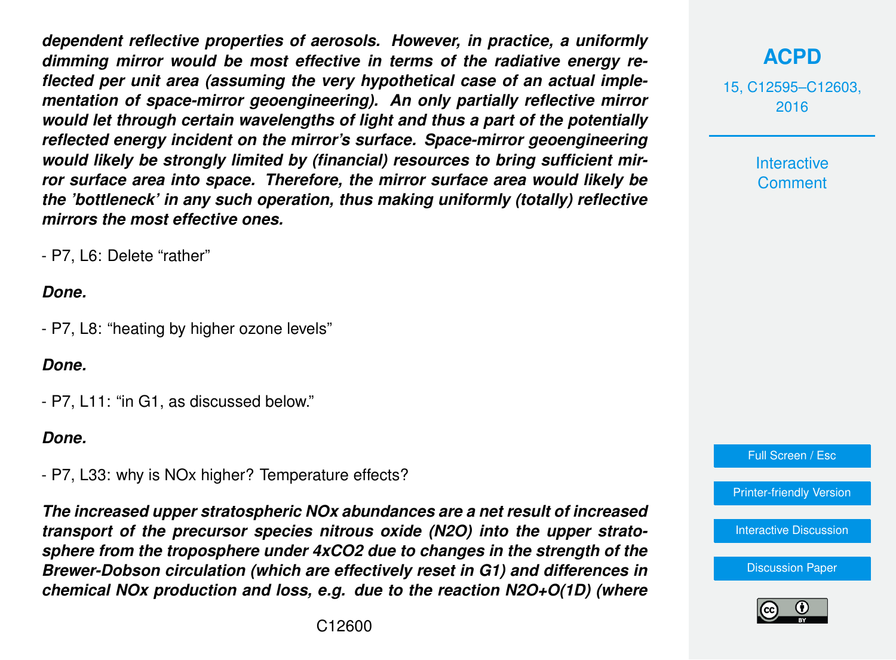***dependent reflective properties of aerosols. However, in practice, a uniformly dimming mirror would be most effective in terms of the radiative energy reflected per unit area (assuming the very hypothetical case of an actual implementation of space-mirror geoengineering). An only partially reflective mirror would let through certain wavelengths of light and thus a part of the potentially reflected energy incident on the mirror's surface. Space-mirror geoengineering would likely be strongly limited by (financial) resources to bring sufficient mirror surface area into space. Therefore, the mirror surface area would likely be the 'bottleneck' in any such operation, thus making uniformly (totally) reflective mirrors the most effective ones.***

- P7, L6: Delete "rather"

***Done.***

- P7, L8: "heating by higher ozone levels"

***Done.***

- P7, L11: "in G1, as discussed below."

***Done.***

- P7, L33: why is NOx higher? Temperature effects?

***The increased upper stratospheric NOx abundances are a net result of increased transport of the precursor species nitrous oxide ($N_2O$) into the upper stratosphere from the troposphere under $4xCO_2$ due to changes in the strength of the Brewer-Dobson circulation (which are effectively reset in G1) and differences in chemical NOx production and loss, e.g. due to the reaction $N_2O$+$O(^1D)$ (where***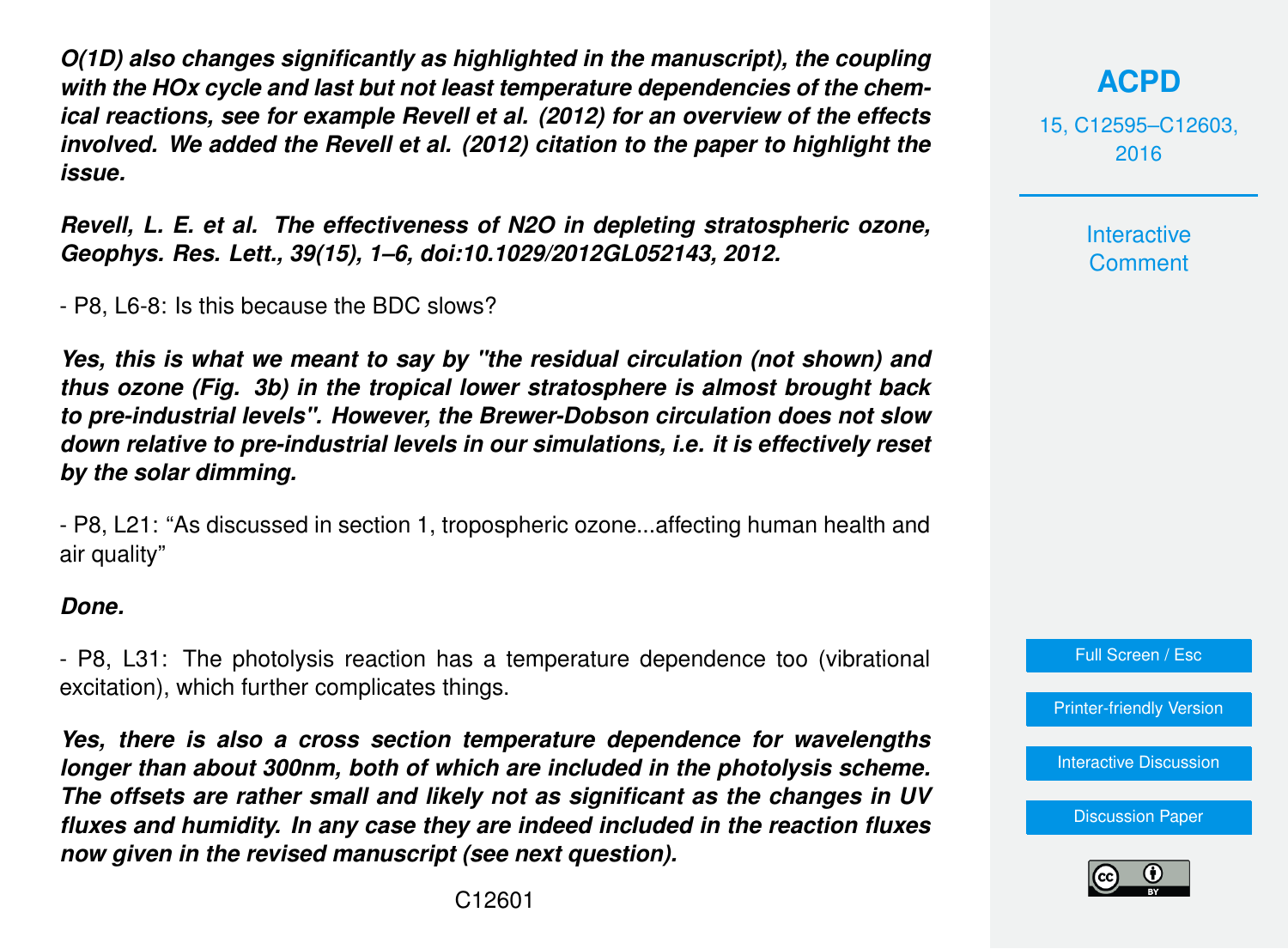***O(1D) also changes significantly as highlighted in the manuscript), the coupling with the HOx cycle and last but not least temperature dependencies of the chemical reactions, see for example Revell et al. (2012) for an overview of the effects involved. We added the Revell et al. (2012) citation to the paper to highlight the issue.***

***Revell, L. E. et al. The effectiveness of N2O in depleting stratospheric ozone, Geophys. Res. Lett., 39(15), 1–6, doi:10.1029/2012GL052143, 2012.***

- P8, L6-8: Is this because the BDC slows?

***Yes, this is what we meant to say by "the residual circulation (not shown) and thus ozone (Fig. 3b) in the tropical lower stratosphere is almost brought back to pre-industrial levels". However, the Brewer-Dobson circulation does not slow down relative to pre-industrial levels in our simulations, i.e. it is effectively reset by the solar dimming.***

- P8, L21: "As discussed in section 1, tropospheric ozone...affecting human health and air quality"

***Done.***

- P8, L31: The photolysis reaction has a temperature dependence too (vibrational excitation), which further complicates things.

***Yes, there is also a cross section temperature dependence for wavelengths longer than about 300nm, both of which are included in the photolysis scheme. The offsets are rather small and likely not as significant as the changes in UV fluxes and humidity. In any case they are indeed included in the reaction fluxes now given in the revised manuscript (see next question).***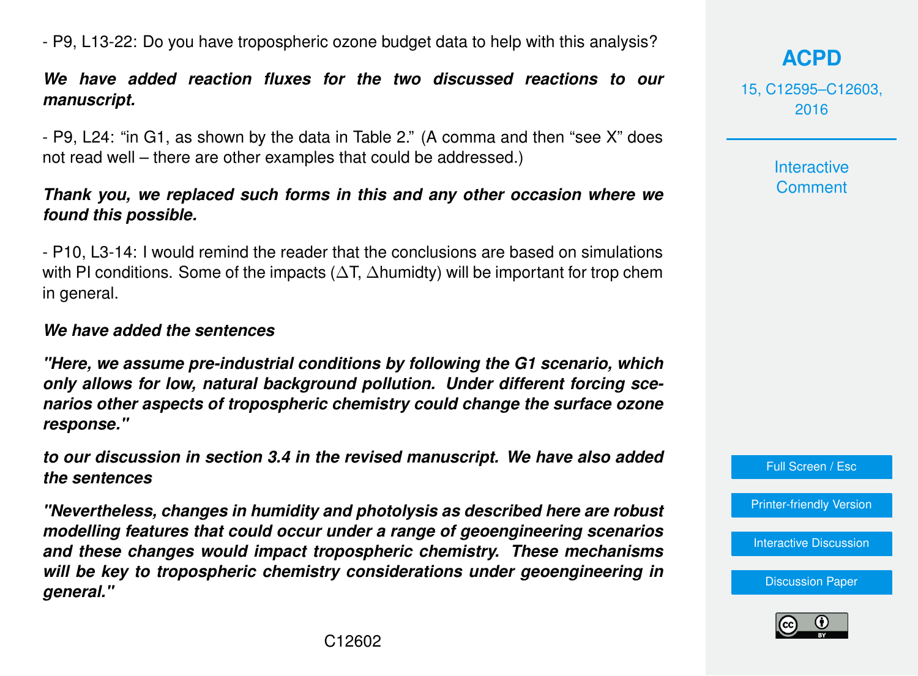- P9, L13-22: Do you have tropospheric ozone budget data to help with this analysis?

***We have added reaction fluxes for the two discussed reactions to our manuscript.***

- P9, L24: "in G1, as shown by the data in Table 2." (A comma and then "see X" does not read well – there are other examples that could be addressed.)

***Thank you, we replaced such forms in this and any other occasion where we found this possible.***

- P10, L3-14: I would remind the reader that the conclusions are based on simulations with PI conditions. Some of the impacts ($\Delta$T, $\Delta$humidty) will be important for trop chem in general.

***We have added the sentences***

***"Here, we assume pre-industrial conditions by following the G1 scenario, which only allows for low, natural background pollution. Under different forcing scenarios other aspects of tropospheric chemistry could change the surface ozone response."***

***to our discussion in section 3.4 in the revised manuscript. We have also added the sentences***

***"Nevertheless, changes in humidity and photolysis as described here are robust modelling features that could occur under a range of geoengineering scenarios and these changes would impact tropospheric chemistry. These mechanisms will be key to tropospheric chemistry considerations under geoengineering in general."***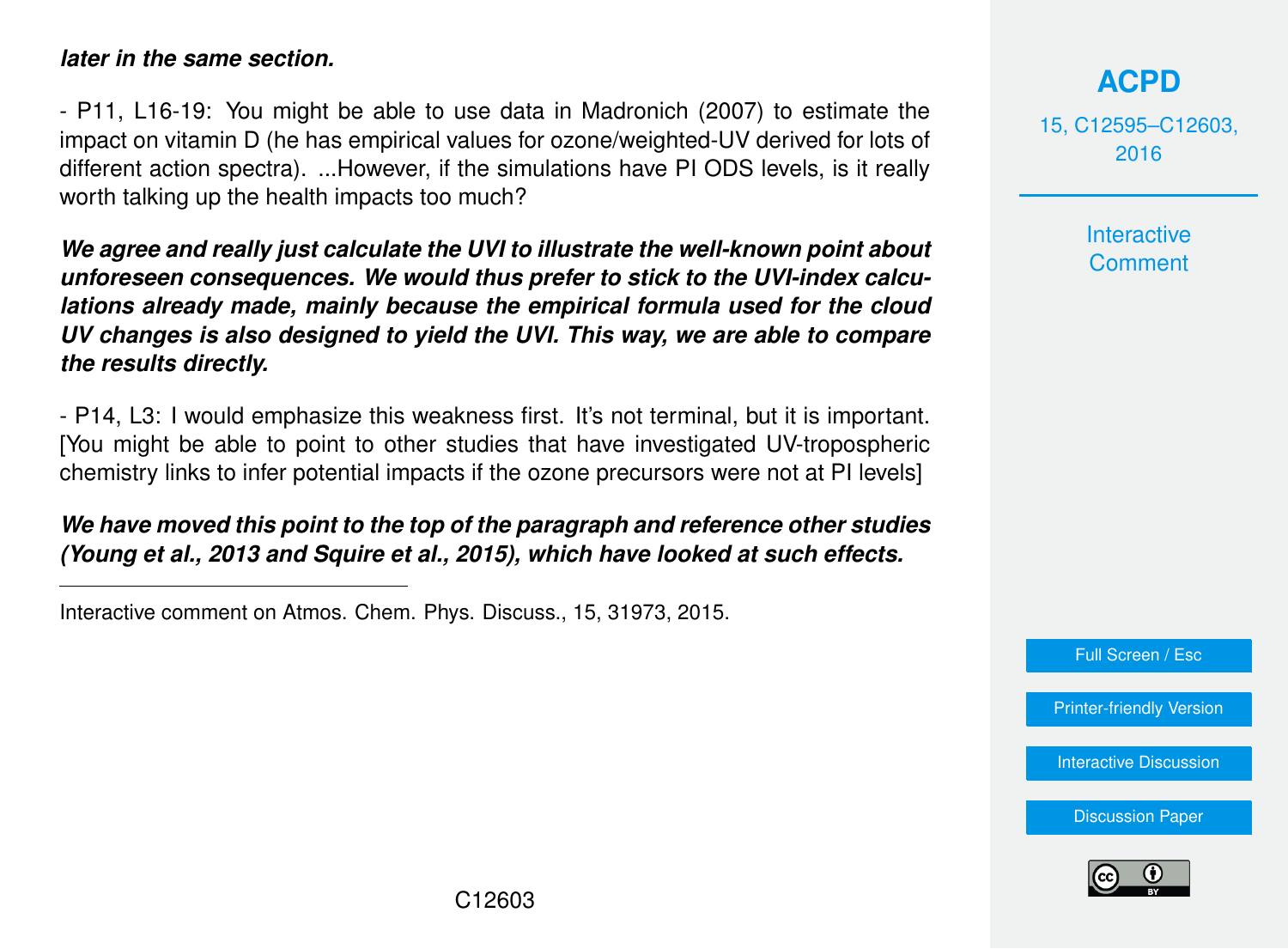***later in the same section.***

- P11, L16-19: You might be able to use data in Madronich (2007) to estimate the impact on vitamin D (he has empirical values for ozone/weighted-UV derived for lots of different action spectra). ...However, if the simulations have PI ODS levels, is it really worth talking up the health impacts too much?

***We agree and really just calculate the UVI to illustrate the well-known point about unforeseen consequences. We would thus prefer to stick to the UVI-index calculations already made, mainly because the empirical formula used for the cloud UV changes is also designed to yield the UVI. This way, we are able to compare the results directly.***

- P14, L3: I would emphasize this weakness first. It's not terminal, but it is important. [You might be able to point to other studies that have investigated UV-tropospheric chemistry links to infer potential impacts if the ozone precursors were not at PI levels]

***We have moved this point to the top of the paragraph and reference other studies (Young et al., 2013 and Squire et al., 2015), which have looked at such effects.***

---

Interactive comment on Atmos. Chem. Phys. Discuss., 15, 31973, 2015.